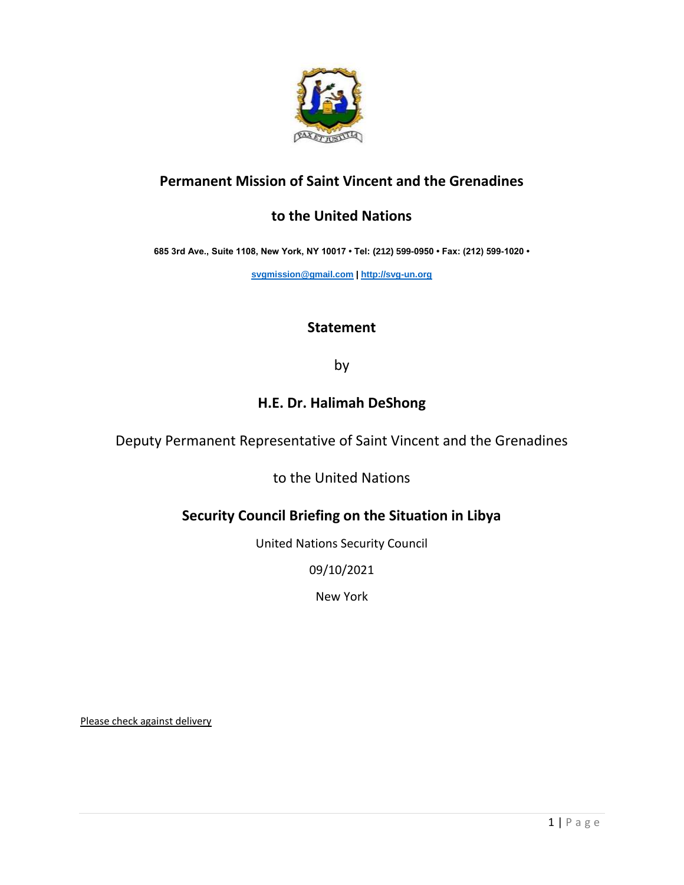**Permanent Mission of Saint Vincent and the Grenadines**

**to the United Nations**

**685 3rd Ave., Suite 1108, New York, NY 10017 • Tel: (212) 599-0950 • Fax: (212) 599-1020 •**

**svgmission@gmail.com | http://svg-un.org**

## Statement

by

## H.E. Dr. Halimah DeShong

Deputy Permanent Representative of Saint Vincent and the Grenadines

to the United Nations

## Security Council Briefing on the Situation in Libya

United Nations Security Council

09/10/2021

New York

Please check against delivery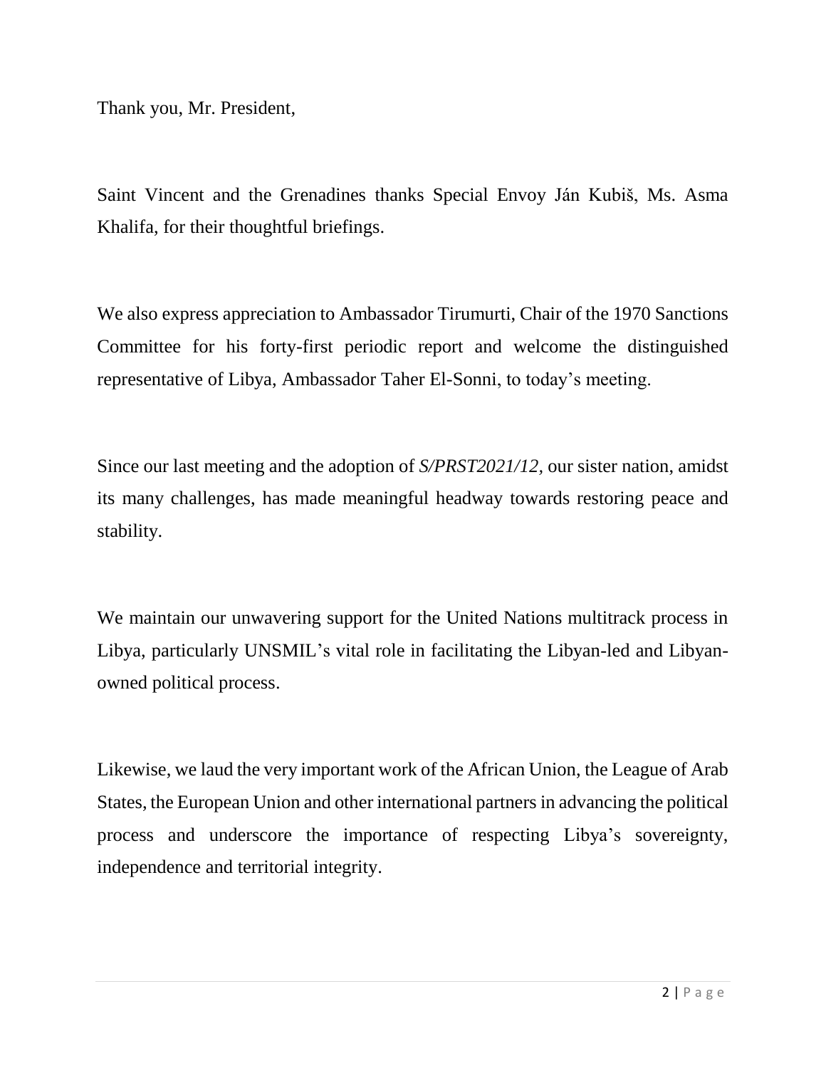Thank you, Mr. President,

Saint Vincent and the Grenadines thanks Special Envoy Ján Kubiš, Ms. Asma Khalifa, for their thoughtful briefings.

We also express appreciation to Ambassador Tirumurti, Chair of the 1970 Sanctions Committee for his forty-first periodic report and welcome the distinguished representative of Libya, Ambassador Taher El-Sonni, to today's meeting.

Since our last meeting and the adoption of *S/PRST2021/12*, our sister nation, amidst its many challenges, has made meaningful headway towards restoring peace and stability.

We maintain our unwavering support for the United Nations multitrack process in Libya, particularly UNSMIL's vital role in facilitating the Libyan-led and Libyan-owned political process.

Likewise, we laud the very important work of the African Union, the League of Arab States, the European Union and other international partners in advancing the political process and underscore the importance of respecting Libya's sovereignty, independence and territorial integrity.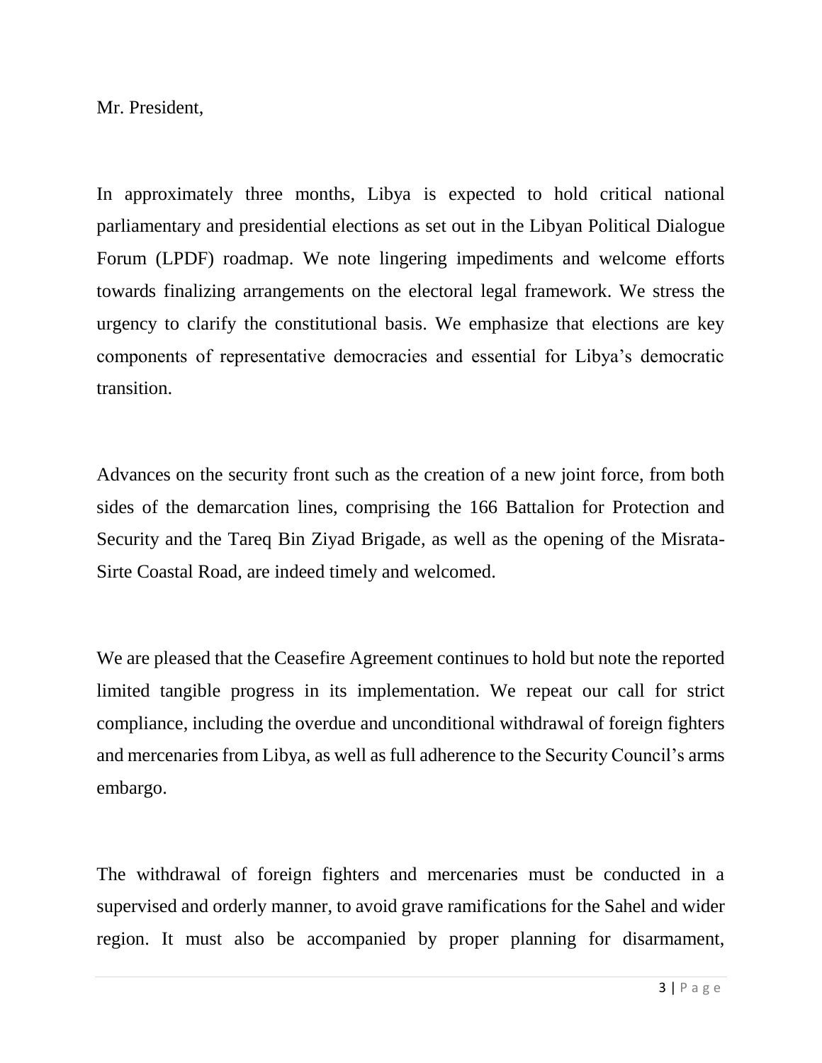Mr. President,

In approximately three months, Libya is expected to hold critical national parliamentary and presidential elections as set out in the Libyan Political Dialogue Forum (LPDF) roadmap. We note lingering impediments and welcome efforts towards finalizing arrangements on the electoral legal framework. We stress the urgency to clarify the constitutional basis. We emphasize that elections are key components of representative democracies and essential for Libya's democratic transition.

Advances on the security front such as the creation of a new joint force, from both sides of the demarcation lines, comprising the 166 Battalion for Protection and Security and the Tareq Bin Ziyad Brigade, as well as the opening of the Misrata-Sirte Coastal Road, are indeed timely and welcomed.

We are pleased that the Ceasefire Agreement continues to hold but note the reported limited tangible progress in its implementation. We repeat our call for strict compliance, including the overdue and unconditional withdrawal of foreign fighters and mercenaries from Libya, as well as full adherence to the Security Council's arms embargo.

The withdrawal of foreign fighters and mercenaries must be conducted in a supervised and orderly manner, to avoid grave ramifications for the Sahel and wider region. It must also be accompanied by proper planning for disarmament,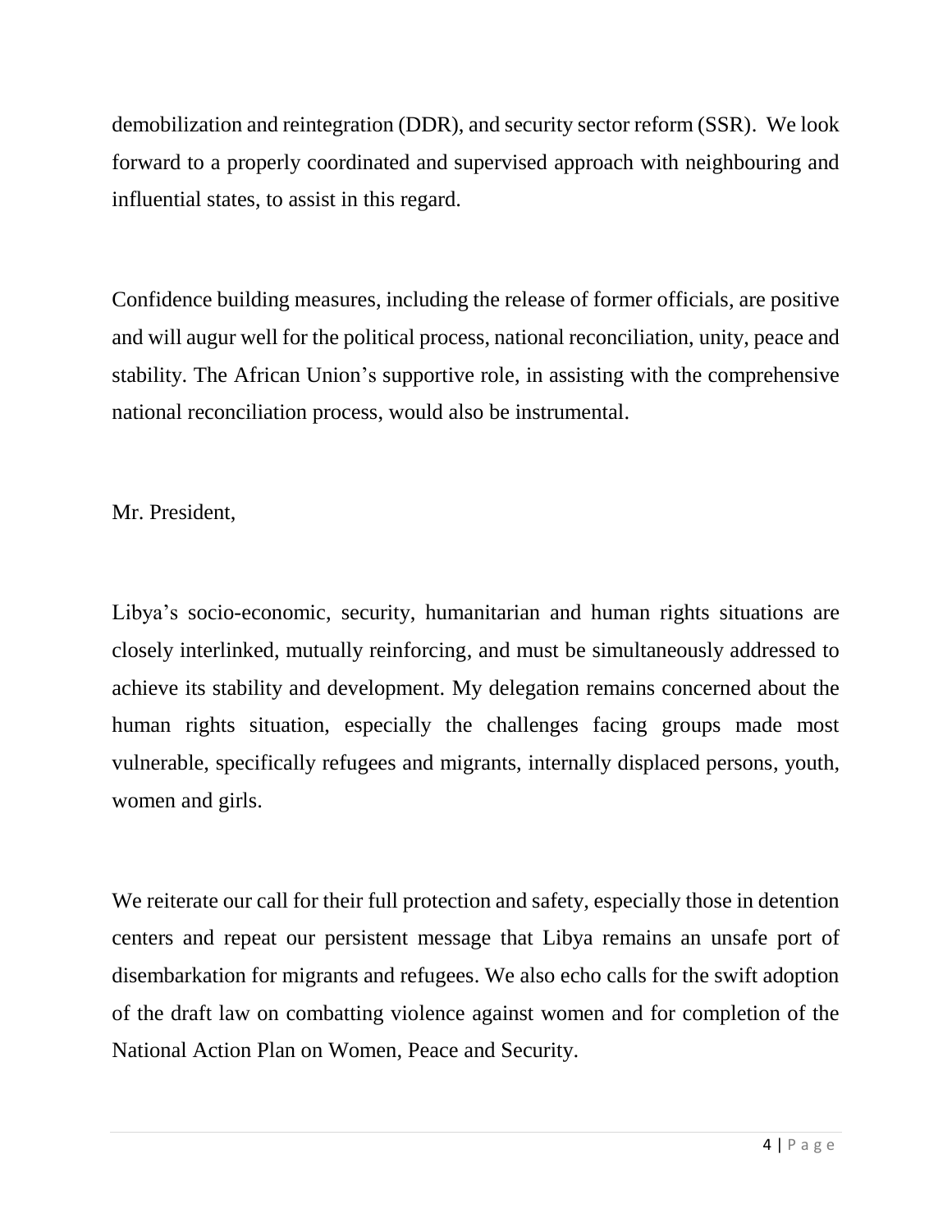demobilization and reintegration (DDR), and security sector reform (SSR). We look forward to a properly coordinated and supervised approach with neighbouring and influential states, to assist in this regard.

Confidence building measures, including the release of former officials, are positive and will augur well for the political process, national reconciliation, unity, peace and stability. The African Union's supportive role, in assisting with the comprehensive national reconciliation process, would also be instrumental.

Mr. President,

Libya's socio-economic, security, humanitarian and human rights situations are closely interlinked, mutually reinforcing, and must be simultaneously addressed to achieve its stability and development. My delegation remains concerned about the human rights situation, especially the challenges facing groups made most vulnerable, specifically refugees and migrants, internally displaced persons, youth, women and girls.

We reiterate our call for their full protection and safety, especially those in detention centers and repeat our persistent message that Libya remains an unsafe port of disembarkation for migrants and refugees. We also echo calls for the swift adoption of the draft law on combatting violence against women and for completion of the National Action Plan on Women, Peace and Security.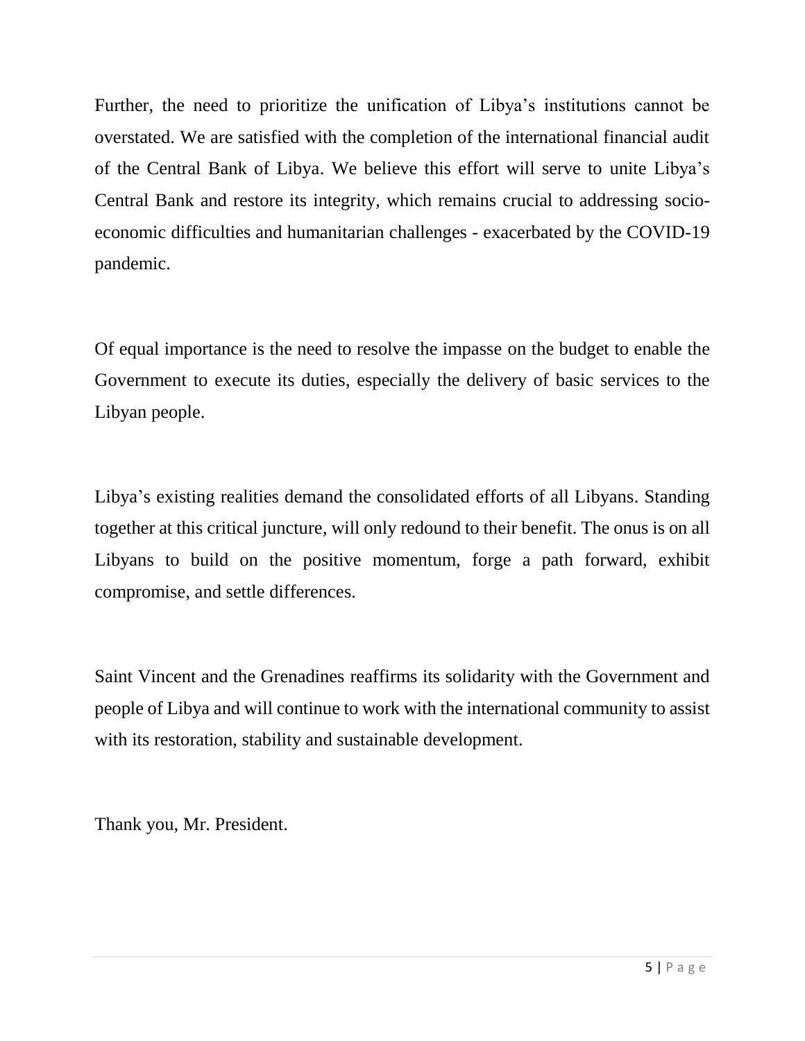Further, the need to prioritize the unification of Libya’s institutions cannot be overstated. We are satisfied with the completion of the international financial audit of the Central Bank of Libya. We believe this effort will serve to unite Libya’s Central Bank and restore its integrity, which remains crucial to addressing socio-economic difficulties and humanitarian challenges - exacerbated by the COVID-19 pandemic.

Of equal importance is the need to resolve the impasse on the budget to enable the Government to execute its duties, especially the delivery of basic services to the Libyan people.

Libya’s existing realities demand the consolidated efforts of all Libyans. Standing together at this critical juncture, will only redound to their benefit. The onus is on all Libyans to build on the positive momentum, forge a path forward, exhibit compromise, and settle differences.

Saint Vincent and the Grenadines reaffirms its solidarity with the Government and people of Libya and will continue to work with the international community to assist with its restoration, stability and sustainable development.

Thank you, Mr. President.